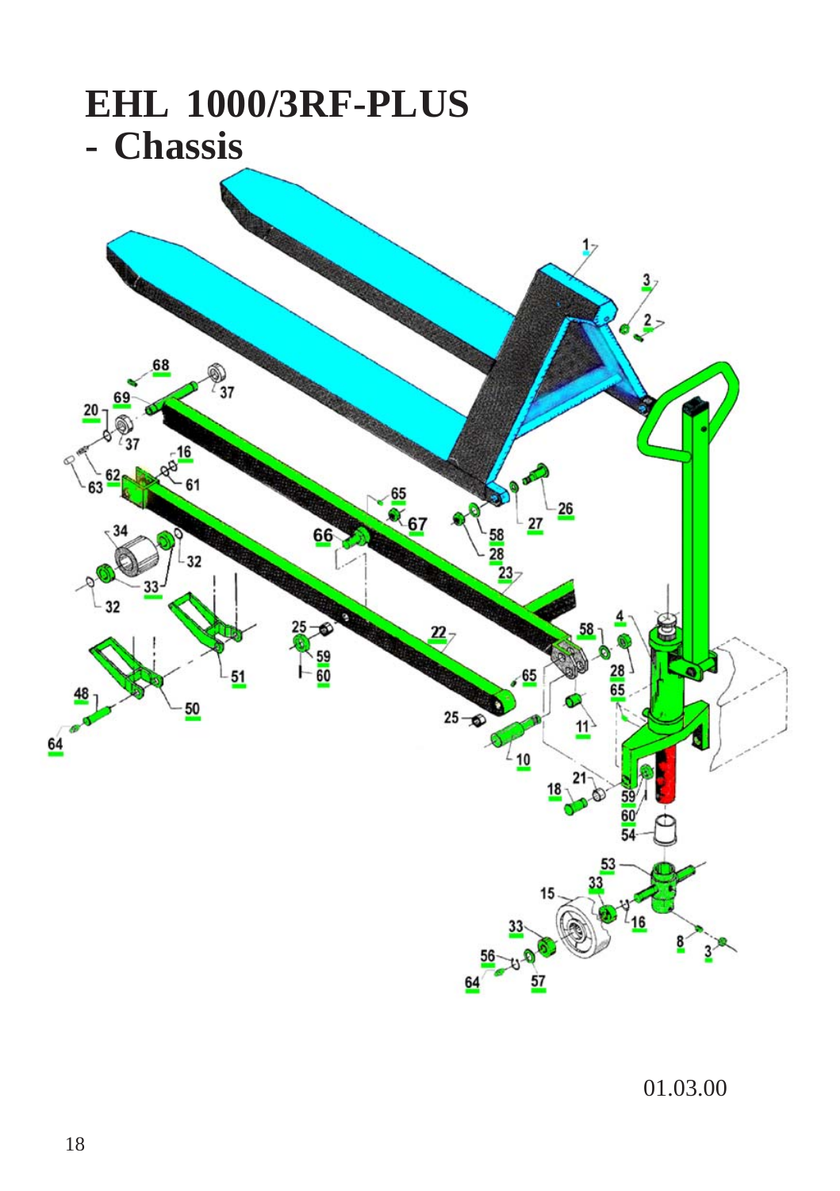# EHL 1000/3RF-PLUS
# - Chassis

01.03.00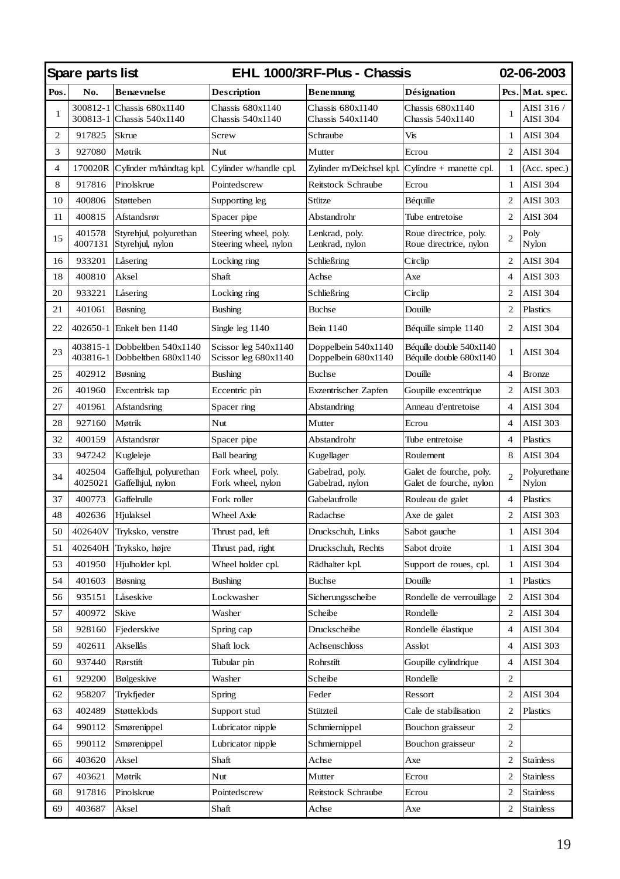| Spare parts list | | EHL 1000/3RF-Plus - Chassis | | | | | 02-06-2003 |
|---|---|---|---|---|---|---|---|
| **Pos.** | **No.** | **Benævnelse** | **Description** | **Benennung** | **Désignation** | **Pcs.** | **Mat. spec.** |
| 1 | 300812-1<br>300813-1 | Chassis 680x1140<br>Chassis 540x1140 | Chassis 680x1140<br>Chassis 540x1140 | Chassis 680x1140<br>Chassis 540x1140 | Chassis 680x1140<br>Chassis 540x1140 | 1 | AISI 316 /<br>AISI 304 |
| 2 | 917825 | Skrue | Screw | Schraube | Vis | 1 | AISI 304 |
| 3 | 927080 | Møtrik | Nut | Mutter | Ecrou | 2 | AISI 304 |
| 4 | 170020R | Cylinder m/håndtag kpl. | Cylinder w/handle cpl. | Zylinder m/Deichsel kpl. | Cylindre + manette cpl. | 1 | (Acc. spec.) |
| 8 | 917816 | Pinolskrue | Pointedscrew | Reitstock Schraube | Ecrou | 1 | AISI 304 |
| 10 | 400806 | Støtteben | Supporting leg | Stütze | Béquille | 2 | AISI 303 |
| 11 | 400815 | Afstandsrør | Spacer pipe | Abstandrohr | Tube entretoise | 2 | AISI 304 |
| 15 | 401578<br>4007131 | Styrehjul, polyurethan<br>Styrehjul, nylon | Steering wheel, poly.<br>Steering wheel, nylon | Lenkrad, poly.<br>Lenkrad, nylon | Roue directrice, poly.<br>Roue directrice, nylon | 2 | Poly<br>Nylon |
| 16 | 933201 | Låsering | Locking ring | Schließring | Circlip | 2 | AISI 304 |
| 18 | 400810 | Aksel | Shaft | Achse | Axe | 4 | AISI 303 |
| 20 | 933221 | Låsering | Locking ring | Schließring | Circlip | 2 | AISI 304 |
| 21 | 401061 | Bøsning | Bushing | Buchse | Douille | 2 | Plastics |
| 22 | 402650-1 | Enkelt ben 1140 | Single leg 1140 | Bein 1140 | Béquille simple 1140 | 2 | AISI 304 |
| 23 | 403815-1<br>403816-1 | Dobbeltben 540x1140<br>Dobbeltben 680x1140 | Scissor leg 540x1140<br>Scissor leg 680x1140 | Doppelbein 540x1140<br>Doppelbein 680x1140 | Béquille double 540x1140<br>Béquille double 680x1140 | 1 | AISI 304 |
| 25 | 402912 | Bøsning | Bushing | Buchse | Douille | 4 | Bronze |
| 26 | 401960 | Excentrisk tap | Eccentric pin | Exzentrischer Zapfen | Goupille excentrique | 2 | AISI 303 |
| 27 | 401961 | Afstandsring | Spacer ring | Abstandring | Anneau d'entretoise | 4 | AISI 304 |
| 28 | 927160 | Møtrik | Nut | Mutter | Ecrou | 4 | AISI 303 |
| 32 | 400159 | Afstandsrør | Spacer pipe | Abstandrohr | Tube entretoise | 4 | Plastics |
| 33 | 947242 | Kugleleje | Ball bearing | Kugellager | Roulement | 8 | AISI 304 |
| 34 | 402504<br>4025021 | Gaffelhjul, polyurethan<br>Gaffelhjul, nylon | Fork wheel, poly.<br>Fork wheel, nylon | Gabelrad, poly.<br>Gabelrad, nylon | Galet de fourche, poly.<br>Galet de fourche, nylon | 2 | Polyurethane<br>Nylon |
| 37 | 400773 | Gaffelrulle | Fork roller | Gabelaufrolle | Rouleau de galet | 4 | Plastics |
| 48 | 402636 | Hjulaksel | Wheel Axle | Radachse | Axe de galet | 2 | AISI 303 |
| 50 | 402640V | Tryksko, venstre | Thrust pad, left | Druckschuh, Links | Sabot gauche | 1 | AISI 304 |
| 51 | 402640H | Tryksko, højre | Thrust pad, right | Druckschuh, Rechts | Sabot droite | 1 | AISI 304 |
| 53 | 401950 | Hjulholder kpl. | Wheel holder cpl. | Rädhalter kpl. | Support de roues, cpl. | 1 | AISI 304 |
| 54 | 401603 | Bøsning | Bushing | Buchse | Douille | 1 | Plastics |
| 56 | 935151 | Låseskive | Lockwasher | Sicherungsscheibe | Rondelle de verrouillage | 2 | AISI 304 |
| 57 | 400972 | Skive | Washer | Scheibe | Rondelle | 2 | AISI 304 |
| 58 | 928160 | Fjederskive | Spring cap | Druckscheibe | Rondelle élastique | 4 | AISI 304 |
| 59 | 402611 | Aksellås | Shaft lock | Achsenschloss | Asslot | 4 | AISI 303 |
| 60 | 937440 | Rørstift | Tubular pin | Rohrstift | Goupille cylindrique | 4 | AISI 304 |
| 61 | 929200 | Bølgeskive | Washer | Scheibe | Rondelle | 2 | |
| 62 | 958207 | Trykfjeder | Spring | Feder | Ressort | 2 | AISI 304 |
| 63 | 402489 | Støtteklods | Support stud | Stützteil | Cale de stabilisation | 2 | Plastics |
| 64 | 990112 | Smørenippel | Lubricator nipple | Schmiernippel | Bouchon graisseur | 2 | |
| 65 | 990112 | Smørenippel | Lubricator nipple | Schmiernippel | Bouchon graisseur | 2 | |
| 66 | 403620 | Aksel | Shaft | Achse | Axe | 2 | Stainless |
| 67 | 403621 | Møtrik | Nut | Mutter | Ecrou | 2 | Stainless |
| 68 | 917816 | Pinolskrue | Pointedscrew | Reitstock Schraube | Ecrou | 2 | Stainless |
| 69 | 403687 | Aksel | Shaft | Achse | Axe | 2 | Stainless |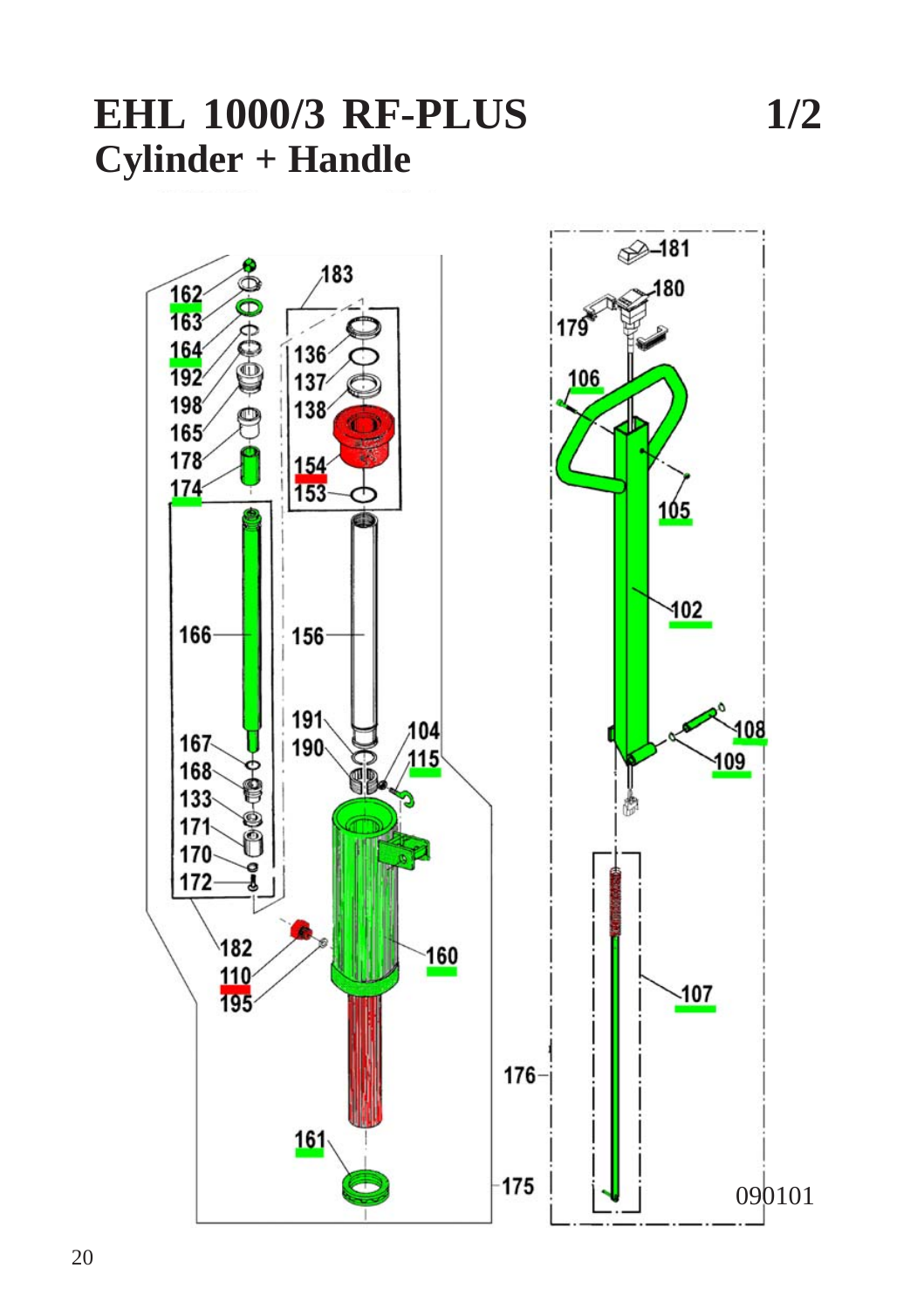# EHL 1000/3 RF-PLUS 1/2

## Cylinder + Handle

162
163
164
192
198
165
178
174
166
167
168
133
171
170
172
182
110
195
183
136
137
138
154
153
156
191
190
104
115
160
161
176
175
181
180
179
106
105
102
108
109
107

090101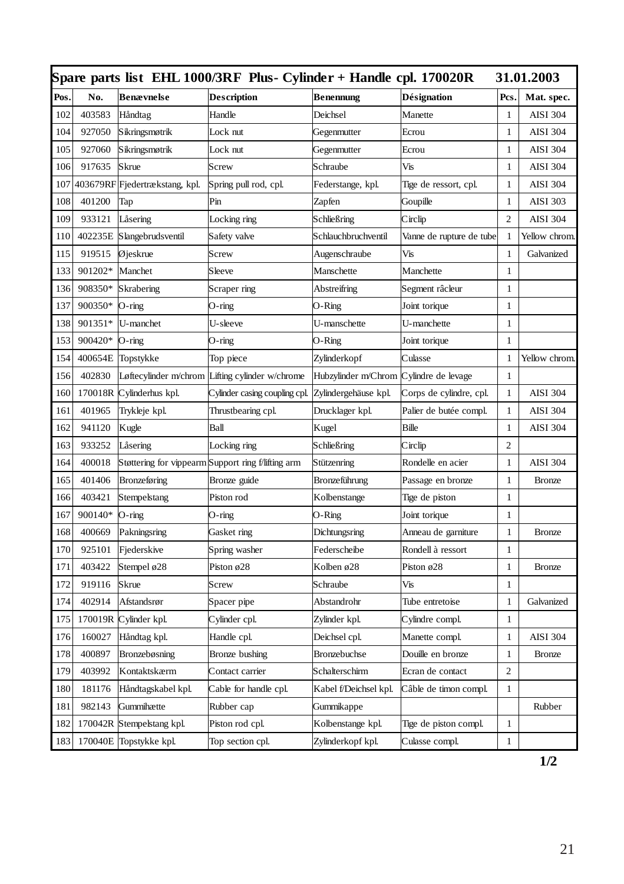| Spare parts list EHL 1000/3RF Plus- Cylinder + Handle cpl. 170020R | | | | | | | 31.01.2003 |
|---|---|---|---|---|---|---|---|
| **Pos.** | **No.** | **Benævnelse** | **Description** | **Benennung** | **Désignation** | **Pcs.** | **Mat. spec.** |
| 102 | 403583 | Håndtag | Handle | Deichsel | Manette | 1 | AISI 304 |
| 104 | 927050 | Sikringsmøtrik | Lock nut | Gegenmutter | Ecrou | 1 | AISI 304 |
| 105 | 927060 | Sikringsmøtrik | Lock nut | Gegenmutter | Ecrou | 1 | AISI 304 |
| 106 | 917635 | Skrue | Screw | Schraube | Vis | 1 | AISI 304 |
| 107 | 403679RF | Fjedertrækstang, kpl. | Spring pull rod, cpl. | Federstange, kpl. | Tige de ressort, cpl. | 1 | AISI 304 |
| 108 | 401200 | Tap | Pin | Zapfen | Goupille | 1 | AISI 303 |
| 109 | 933121 | Låsering | Locking ring | Schließring | Circlip | 2 | AISI 304 |
| 110 | 402235E | Slangebrudsventil | Safety valve | Schlauchbruchventil | Vanne de rupture de tube | 1 | Yellow chrom. |
| 115 | 919515 | Øjeskrue | Screw | Augenschraube | Vis | 1 | Galvanized |
| 133 | 901202* | Manchet | Sleeve | Manschette | Manchette | 1 | |
| 136 | 908350* | Skrabering | Scraper ring | Abstreifring | Segment râcleur | 1 | |
| 137 | 900350* | O-ring | O-ring | O-Ring | Joint torique | 1 | |
| 138 | 901351* | U-manchet | U-sleeve | U-manschette | U-manchette | 1 | |
| 153 | 900420* | O-ring | O-ring | O-Ring | Joint torique | 1 | |
| 154 | 400654E | Topstykke | Top piece | Zylinderkopf | Culasse | 1 | Yellow chrom. |
| 156 | 402830 | Løftecylinder m/chrom | Lifting cylinder w/chrome | Hubzylinder m/Chrom | Cylindre de levage | 1 | |
| 160 | 170018R | Cylinderhus kpl. | Cylinder casing coupling cpl. | Zylindergehäuse kpl. | Corps de cylindre, cpl. | 1 | AISI 304 |
| 161 | 401965 | Trykleje kpl. | Thrustbearing cpl. | Drucklager kpl. | Palier de butée compl. | 1 | AISI 304 |
| 162 | 941120 | Kugle | Ball | Kugel | Bille | 1 | AISI 304 |
| 163 | 933252 | Låsering | Locking ring | Schließring | Circlip | 2 | |
| 164 | 400018 | Støttering for vippearm | Support ring f/lifting arm | Stützenring | Rondelle en acier | 1 | AISI 304 |
| 165 | 401406 | Bronzeføring | Bronze guide | Bronzeführung | Passage en bronze | 1 | Bronze |
| 166 | 403421 | Stempelstang | Piston rod | Kolbenstange | Tige de piston | 1 | |
| 167 | 900140* | O-ring | O-ring | O-Ring | Joint torique | 1 | |
| 168 | 400669 | Pakningsring | Gasket ring | Dichtungsring | Anneau de garniture | 1 | Bronze |
| 170 | 925101 | Fjederskive | Spring washer | Federscheibe | Rondell à ressort | 1 | |
| 171 | 403422 | Stempel ø28 | Piston ø28 | Kolben ø28 | Piston ø28 | 1 | Bronze |
| 172 | 919116 | Skrue | Screw | Schraube | Vis | 1 | |
| 174 | 402914 | Afstandsrør | Spacer pipe | Abstandrohr | Tube entretoise | 1 | Galvanized |
| 175 | 170019R | Cylinder kpl. | Cylinder cpl. | Zylinder kpl. | Cylindre compl. | 1 | |
| 176 | 160027 | Håndtag kpl. | Handle cpl. | Deichsel cpl. | Manette compl. | 1 | AISI 304 |
| 178 | 400897 | Bronzebøsning | Bronze bushing | Bronzebuchse | Douille en bronze | 1 | Bronze |
| 179 | 403992 | Kontaktskærm | Contact carrier | Schalterschirm | Ecran de contact | 2 | |
| 180 | 181176 | Håndtagskabel kpl. | Cable for handle cpl. | Kabel f/Deichsel kpl. | Câble de timon compl. | 1 | |
| 181 | 982143 | Gummihætte | Rubber cap | Gummikappe | | | Rubber |
| 182 | 170042R | Stempelstang kpl. | Piston rod cpl. | Kolbenstange kpl. | Tige de piston compl. | 1 | |
| 183 | 170040E | Topstykke kpl. | Top section cpl. | Zylinderkopf kpl. | Culasse compl. | 1 | |

**1/2**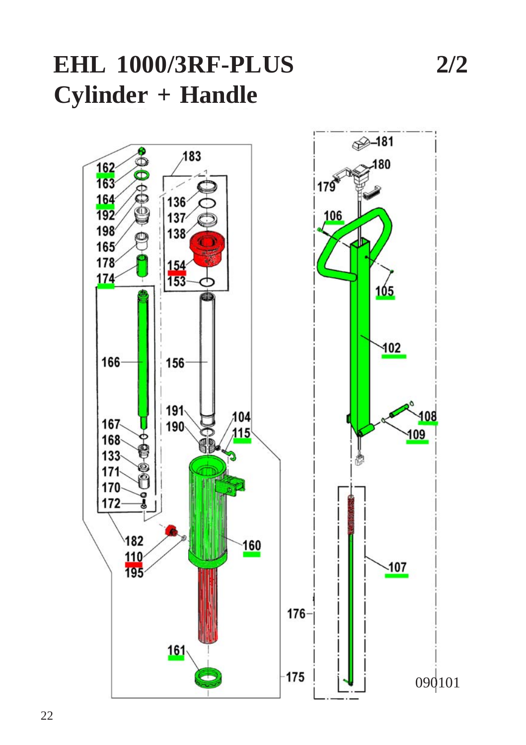# EHL 1000/3RF-PLUS 2/2

## Cylinder + Handle

162
163
164
192
198
165
178
174
166
167
168
133
171
170
172
182
110
195
183
136
137
138
154
153
156
191
190
104
115
160
161
175
176
181
180
179
106
105
102
108
109
107

090101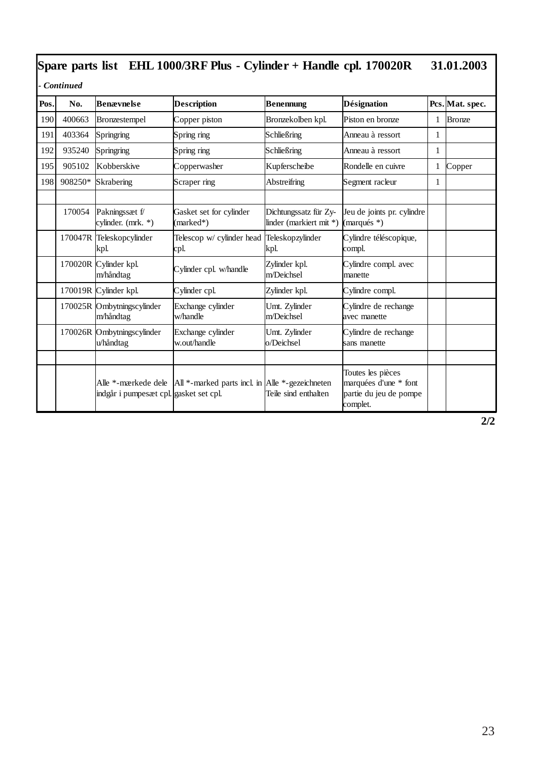## Spare parts list   EHL 1000/3RF Plus - Cylinder + Handle cpl. 170020R      31.01.2003

*- Continued*

| Pos. | No. | Benævnelse | Description | Benennung | Désignation | Pcs. | Mat. spec. |
|---|---|---|---|---|---|---|---|
| 190 | 400663 | Bronzestempel | Copper piston | Bronzekolben kpl. | Piston en bronze | 1 | Bronze |
| 191 | 403364 | Springring | Spring ring | Schließring | Anneau à ressort | 1 | |
| 192 | 935240 | Springring | Spring ring | Schließring | Anneau à ressort | 1 | |
| 195 | 905102 | Kobberskive | Copperwasher | Kupferscheibe | Rondelle en cuivre | 1 | Copper |
| 198 | 908250* | Skrabering | Scraper ring | Abstreifring | Segment racleur | 1 | |
| | | | | | | | |
| | 170054 | Pakningssæt f/ cylinder. (mrk. *) | Gasket set for cylinder (marked*) | Dichtungssatz für Zy-linder (markiert mit *) | Jeu de joints pr. cylindre (marqués *) | | |
| | 170047R | Teleskopcylinder kpl. | Telescop w/ cylinder head cpl. | Teleskopzylinder kpl. | Cylindre téléscopique, compl. | | |
| | 170020R | Cylinder kpl. m/håndtag | Cylinder cpl. w/handle | Zylinder kpl. m/Deichsel | Cylindre compl. avec manette | | |
| | 170019R | Cylinder kpl. | Cylinder cpl. | Zylinder kpl. | Cylindre compl. | | |
| | 170025R | Ombytningscylinder m/håndtag | Exchange cylinder w/handle | Umt. Zylinder m/Deichsel | Cylindre de rechange avec manette | | |
| | 170026R | Ombytningscylinder u/håndtag | Exchange cylinder w.out/handle | Umt. Zylinder o/Deichsel | Cylindre de rechange sans manette | | |
| | | | | | | | |
| | | Alle *-mærkede dele indgår i pumpesæt cpl. | All *-marked parts incl. in gasket set cpl. | Alle *-gezeichneten Teile sind enthalten | Toutes les pièces marquées d'une * font partie du jeu de pompe complet. | | |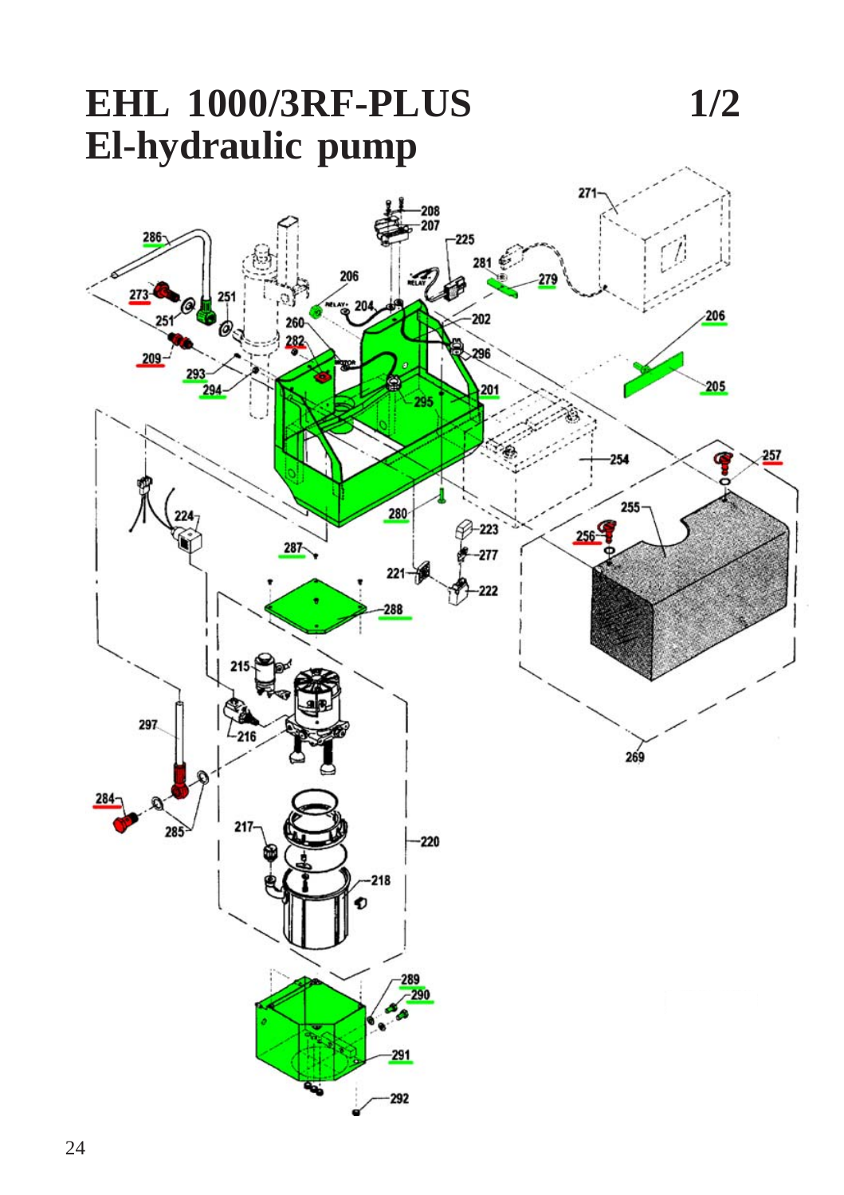# EHL 1000/3RF-PLUS 1/2
# El-hydraulic pump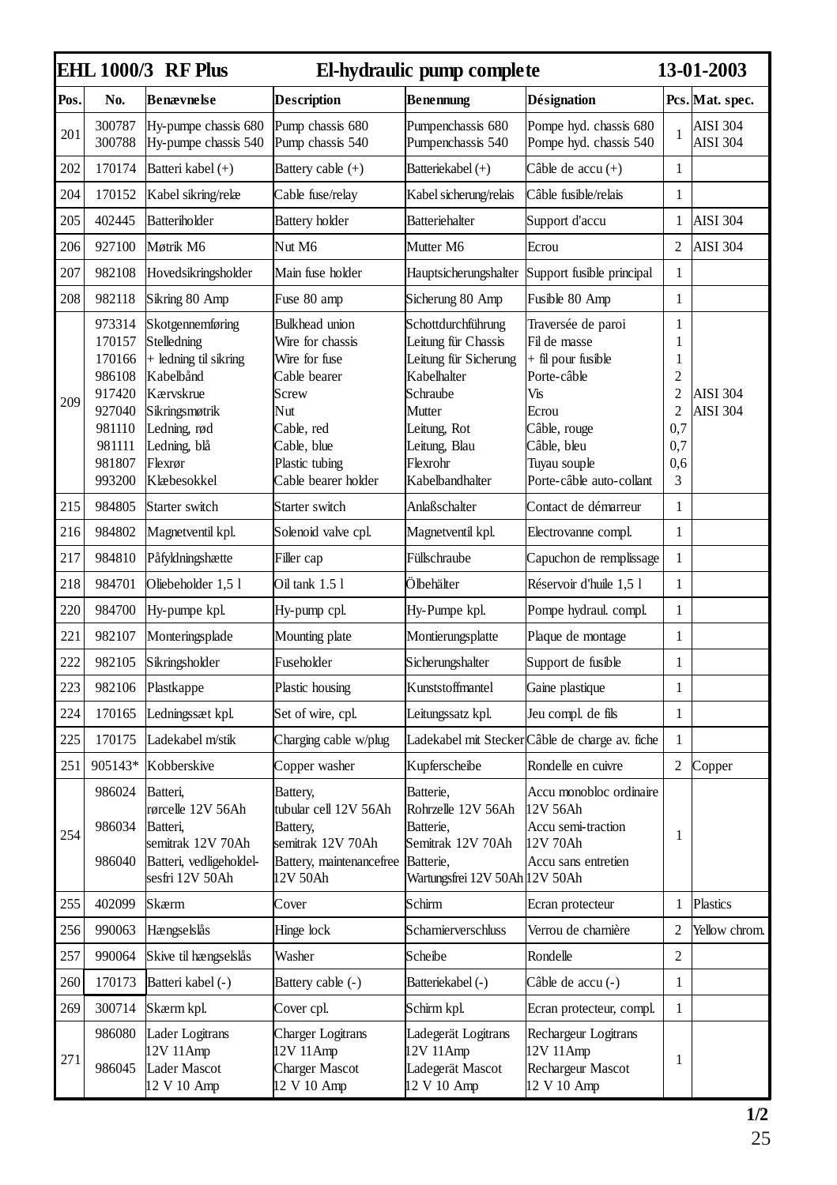| EHL 1000/3 RF Plus | | El-hydraulic pump complete | | | | | 13-01-2003 |
|---|---|---|---|---|---|---|---|
| **Pos.** | **No.** | **Benævnelse** | **Description** | **Benennung** | **Désignation** | **Pcs.** | **Mat. spec.** |
| 201 | 300787<br>300788 | Hy-pumpe chassis 680<br>Hy-pumpe chassis 540 | Pump chassis 680<br>Pump chassis 540 | Pumpenchassis 680<br>Pumpenchassis 540 | Pompe hyd. chassis 680<br>Pompe hyd. chassis 540 | 1 | AISI 304<br>AISI 304 |
| 202 | 170174 | Batteri kabel (+) | Battery cable (+) | Batteriekabel (+) | Câble de accu (+) | 1 | |
| 204 | 170152 | Kabel sikring/relæ | Cable fuse/relay | Kabel sicherung/relais | Câble fusible/relais | 1 | |
| 205 | 402445 | Batteriholder | Battery holder | Batteriehalter | Support d'accu | 1 | AISI 304 |
| 206 | 927100 | Møtrik M6 | Nut M6 | Mutter M6 | Ecrou | 2 | AISI 304 |
| 207 | 982108 | Hovedsikringsholder | Main fuse holder | Hauptsicherungshalter | Support fusible principal | 1 | |
| 208 | 982118 | Sikring 80 Amp | Fuse 80 amp | Sicherung 80 Amp | Fusible 80 Amp | 1 | |
| 209 | 973314<br>170157<br>170166<br>986108<br>917420<br>927040<br>981110<br>981111<br>981807<br>993200 | Skotgennemføring<br>Stelledning<br>+ ledning til sikring<br>Kabelbånd<br>Kærvskrue<br>Sikringsmøtrik<br>Ledning, rød<br>Ledning, blå<br>Flexrør<br>Klæbesokkel | Bulkhead union<br>Wire for chassis<br>Wire for fuse<br>Cable bearer<br>Screw<br>Nut<br>Cable, red<br>Cable, blue<br>Plastic tubing<br>Cable bearer holder | Schottdurchführung<br>Leitung für Chassis<br>Leitung für Sicherung<br>Kabelhalter<br>Schraube<br>Mutter<br>Leitung, Rot<br>Leitung, Blau<br>Flexrohr<br>Kabelbandhalter | Traversée de paroi<br>Fil de masse<br>+ fil pour fusible<br>Porte-câble<br>Vis<br>Ecrou<br>Câble, rouge<br>Câble, bleu<br>Tuyau souple<br>Porte-câble auto-collant | 1<br>1<br>1<br>2<br>2<br>2<br>0,7<br>0,7<br>0,6<br>3 | <br><br><br><br>AISI 304<br>AISI 304 |
| 215 | 984805 | Starter switch | Starter switch | Anlaßschalter | Contact de démarreur | 1 | |
| 216 | 984802 | Magnetventil kpl. | Solenoid valve cpl. | Magnetventil kpl. | Electrovanne compl. | 1 | |
| 217 | 984810 | Påfyldningshætte | Filler cap | Füllschraube | Capuchon de remplissage | 1 | |
| 218 | 984701 | Oliebeholder 1,5 l | Oil tank 1.5 l | Ölbehälter | Réservoir d'huile 1,5 l | 1 | |
| 220 | 984700 | Hy-pumpe kpl. | Hy-pump cpl. | Hy-Pumpe kpl. | Pompe hydraul. compl. | 1 | |
| 221 | 982107 | Monteringsplade | Mounting plate | Montierungsplatte | Plaque de montage | 1 | |
| 222 | 982105 | Sikringsholder | Fuseholder | Sicherungshalter | Support de fusible | 1 | |
| 223 | 982106 | Plastkappe | Plastic housing | Kunststoffmantel | Gaine plastique | 1 | |
| 224 | 170165 | Ledningssæt kpl. | Set of wire, cpl. | Leitungssatz kpl. | Jeu compl. de fils | 1 | |
| 225 | 170175 | Ladekabel m/stik | Charging cable w/plug | Ladekabel mit Stecker | Câble de charge av. fiche | 1 | |
| 251 | 905143* | Kobberskive | Copper washer | Kupferscheibe | Rondelle en cuivre | 2 | Copper |
| 254 | 986024<br><br>986034<br><br>986040 | Batteri,<br>rørcelle 12V 56Ah<br>Batteri,<br>semitrak 12V 70Ah<br>Batteri, vedligeholdel-<br>sesfri 12V 50Ah | Battery,<br>tubular cell 12V 56Ah<br>Battery,<br>semitrak 12V 70Ah<br>Battery, maintenancefree<br>12V 50Ah | Batterie,<br>Rohrzelle 12V 56Ah<br>Batterie,<br>Semitrak 12V 70Ah<br>Batterie,<br>Wartungsfrei 12V 50Ah | Accu monobloc ordinaire<br>12V 56Ah<br>Accu semi-traction<br>12V 70Ah<br>Accu sans entretien<br>12V 50Ah | 1 | |
| 255 | 402099 | Skærm | Cover | Schirm | Ecran protecteur | 1 | Plastics |
| 256 | 990063 | Hængselslås | Hinge lock | Scharnierverschluss | Verrou de charnière | 2 | Yellow chrom. |
| 257 | 990064 | Skive til hængselslås | Washer | Scheibe | Rondelle | 2 | |
| 260 | 170173 | Batteri kabel (-) | Battery cable (-) | Batteriekabel (-) | Câble de accu (-) | 1 | |
| 269 | 300714 | Skærm kpl. | Cover cpl. | Schirm kpl. | Ecran protecteur, compl. | 1 | |
| 271 | 986080<br><br>986045 | Lader Logitrans<br>12V 11Amp<br>Lader Mascot<br>12 V 10 Amp | Charger Logitrans<br>12V 11Amp<br>Charger Mascot<br>12 V 10 Amp | Ladegerät Logitrans<br>12V 11Amp<br>Ladegerät Mascot<br>12 V 10 Amp | Rechargeur Logitrans<br>12V 11Amp<br>Rechargeur Mascot<br>12 V 10 Amp | 1 | |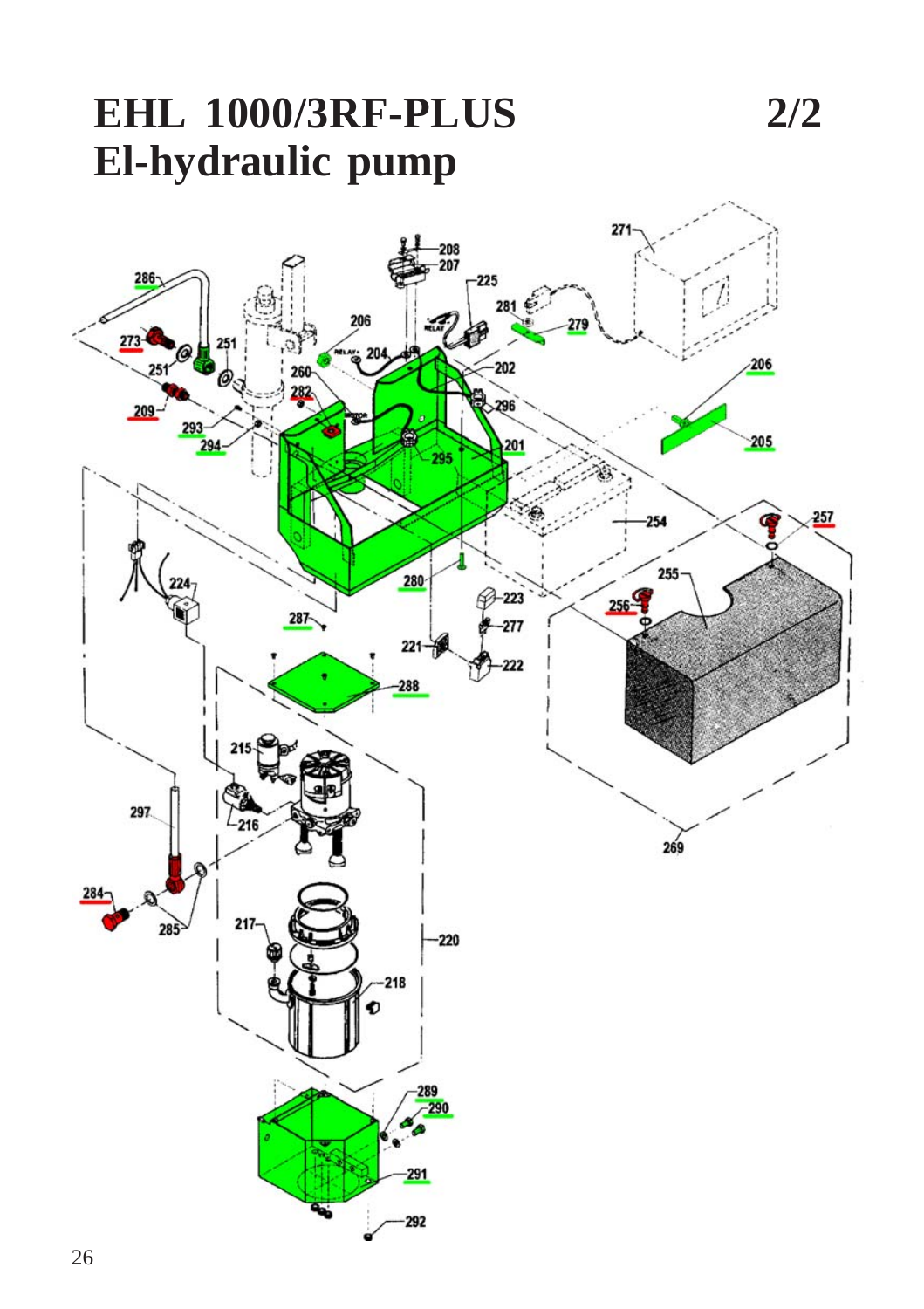# EHL 1000/3RF-PLUS 2/2
# El-hydraulic pump

201
202
204
205
206
207
208
209
215
216
217
218
220
221
222
223
224
225
251
254
255
256
257
260
269
271
273
277
279
280
281
282
284
285
286
287
288
289
290
291
292
293
294
295
296
297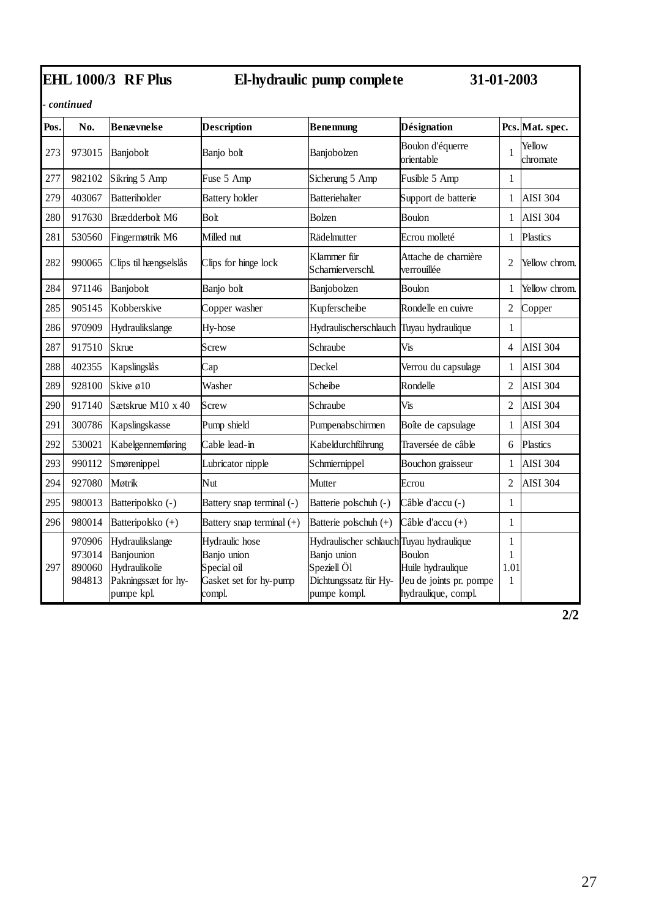**EHL 1000/3 RF Plus — El-hydraulic pump complete — 31-01-2003**

*- continued*

| Pos. | No. | Benævnelse | Description | Benennung | Désignation | Pcs. | Mat. spec. |
|---|---|---|---|---|---|---|---|
| 273 | 973015 | Banjobolt | Banjo bolt | Banjobolzen | Boulon d'équerre orientable | 1 | Yellow chromate |
| 277 | 982102 | Sikring 5 Amp | Fuse 5 Amp | Sicherung 5 Amp | Fusible 5 Amp | 1 | |
| 279 | 403067 | Batteriholder | Battery holder | Batteriehalter | Support de batterie | 1 | AISI 304 |
| 280 | 917630 | Brædderbolt M6 | Bolt | Bolzen | Boulon | 1 | AISI 304 |
| 281 | 530560 | Fingermøtrik M6 | Milled nut | Rädelmutter | Ecrou molleté | 1 | Plastics |
| 282 | 990065 | Clips til hængselslås | Clips for hinge lock | Klammer für Scharnierverschl. | Attache de charnière verrouillée | 2 | Yellow chrom. |
| 284 | 971146 | Banjobolt | Banjo bolt | Banjobolzen | Boulon | 1 | Yellow chrom. |
| 285 | 905145 | Kobberskive | Copper washer | Kupferscheibe | Rondelle en cuivre | 2 | Copper |
| 286 | 970909 | Hydraulikslange | Hy-hose | Hydraulischerschlauch | Tuyau hydraulique | 1 | |
| 287 | 917510 | Skrue | Screw | Schraube | Vis | 4 | AISI 304 |
| 288 | 402355 | Kapslingslås | Cap | Deckel | Verrou du capsulage | 1 | AISI 304 |
| 289 | 928100 | Skive ø10 | Washer | Scheibe | Rondelle | 2 | AISI 304 |
| 290 | 917140 | Sætskrue M10 x 40 | Screw | Schraube | Vis | 2 | AISI 304 |
| 291 | 300786 | Kapslingskasse | Pump shield | Pumpenabschirmen | Boîte de capsulage | 1 | AISI 304 |
| 292 | 530021 | Kabelgennemføring | Cable lead-in | Kabeldurchführung | Traversée de câble | 6 | Plastics |
| 293 | 990112 | Smørenippel | Lubricator nipple | Schmiernippel | Bouchon graisseur | 1 | AISI 304 |
| 294 | 927080 | Møtrik | Nut | Mutter | Ecrou | 2 | AISI 304 |
| 295 | 980013 | Batteripolsko (-) | Battery snap terminal (-) | Batterie polschuh (-) | Câble d'accu (-) | 1 | |
| 296 | 980014 | Batteripolsko (+) | Battery snap terminal (+) | Batterie polschuh (+) | Câble d'accu (+) | 1 | |
| 297 | 970906<br>973014<br>890060<br>984813 | Hydraulikslange<br>Banjounion<br>Hydraulikolie<br>Pakningssæt for hy-pumpe kpl. | Hydraulic hose<br>Banjo union<br>Special oil<br>Gasket set for hy-pump compl. | Hydraulischer schlauch<br>Banjo union<br>Speziell Öl<br>Dichtungssatz für Hy-pumpe kompl. | Tuyau hydraulique<br>Boulon<br>Huile hydraulique<br>Jeu de joints pr. pompe hydraulique, compl. | 1<br>1<br>1.01<br>1 | |

**2/2**